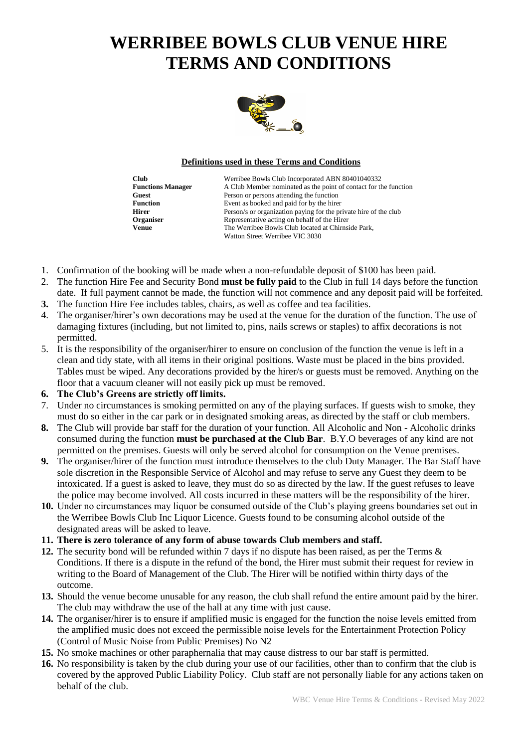# WERRIBEE BOWLS CLUB VENUE HIRE TERMS AND CONDITIONS

**Definitions used in these Terms and Conditions**

| | |
|---|---|
| **Club** | Werribee Bowls Club Incorporated ABN 80401040332 |
| **Functions Manager** | A Club Member nominated as the point of contact for the function |
| **Guest** | Person or persons attending the function |
| **Function** | Event as booked and paid for by the hirer |
| **Hirer** | Person/s or organization paying for the private hire of the club |
| **Organiser** | Representative acting on behalf of the Hirer |
| **Venue** | The Werribee Bowls Club located at Chirnside Park, Watton Street Werribee VIC 3030 |

1. Confirmation of the booking will be made when a non-refundable deposit of $100 has been paid.
2. The function Hire Fee and Security Bond **must be fully paid** to the Club in full 14 days before the function date. If full payment cannot be made, the function will not commence and any deposit paid will be forfeited.
3. The function Hire Fee includes tables, chairs, as well as coffee and tea facilities.
4. The organiser/hirer's own decorations may be used at the venue for the duration of the function. The use of damaging fixtures (including, but not limited to, pins, nails screws or staples) to affix decorations is not permitted.
5. It is the responsibility of the organiser/hirer to ensure on conclusion of the function the venue is left in a clean and tidy state, with all items in their original positions. Waste must be placed in the bins provided. Tables must be wiped. Any decorations provided by the hirer/s or guests must be removed. Anything on the floor that a vacuum cleaner will not easily pick up must be removed.
6. **The Club's Greens are strictly off limits.**
7. Under no circumstances is smoking permitted on any of the playing surfaces. If guests wish to smoke, they must do so either in the car park or in designated smoking areas, as directed by the staff or club members.
8. The Club will provide bar staff for the duration of your function. All Alcoholic and Non - Alcoholic drinks consumed during the function **must be purchased at the Club Bar**. B.Y.O beverages of any kind are not permitted on the premises. Guests will only be served alcohol for consumption on the Venue premises.
9. The organiser/hirer of the function must introduce themselves to the club Duty Manager. The Bar Staff have sole discretion in the Responsible Service of Alcohol and may refuse to serve any Guest they deem to be intoxicated. If a guest is asked to leave, they must do so as directed by the law. If the guest refuses to leave the police may become involved. All costs incurred in these matters will be the responsibility of the hirer.
10. Under no circumstances may liquor be consumed outside of the Club's playing greens boundaries set out in the Werribee Bowls Club Inc Liquor Licence. Guests found to be consuming alcohol outside of the designated areas will be asked to leave.
11. **There is zero tolerance of any form of abuse towards Club members and staff.**
12. The security bond will be refunded within 7 days if no dispute has been raised, as per the Terms & Conditions. If there is a dispute in the refund of the bond, the Hirer must submit their request for review in writing to the Board of Management of the Club. The Hirer will be notified within thirty days of the outcome.
13. Should the venue become unusable for any reason, the club shall refund the entire amount paid by the hirer. The club may withdraw the use of the hall at any time with just cause.
14. The organiser/hirer is to ensure if amplified music is engaged for the function the noise levels emitted from the amplified music does not exceed the permissible noise levels for the Entertainment Protection Policy (Control of Music Noise from Public Premises) No N2
15. No smoke machines or other paraphernalia that may cause distress to our bar staff is permitted.
16. No responsibility is taken by the club during your use of our facilities, other than to confirm that the club is covered by the approved Public Liability Policy. Club staff are not personally liable for any actions taken on behalf of the club.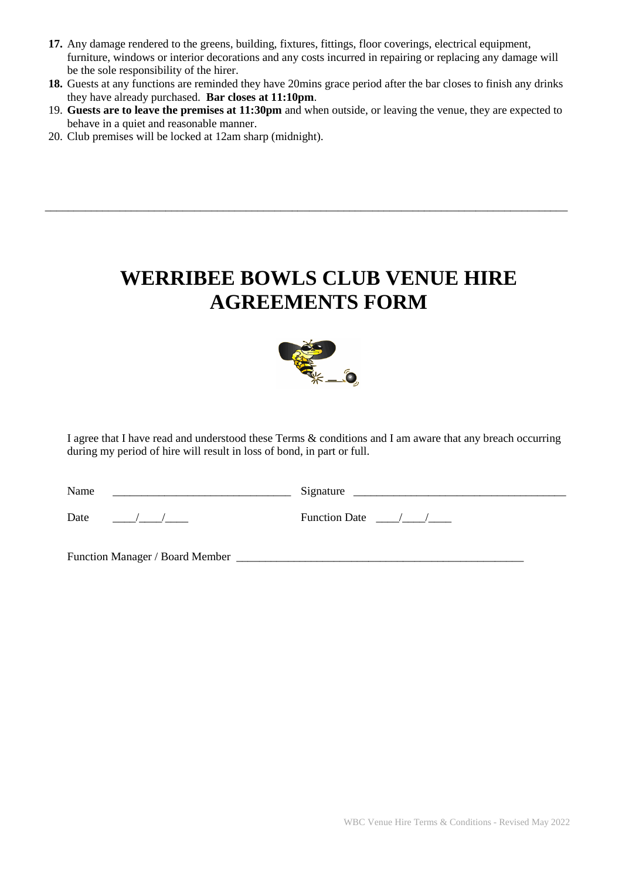17. Any damage rendered to the greens, building, fixtures, fittings, floor coverings, electrical equipment, furniture, windows or interior decorations and any costs incurred in repairing or replacing any damage will be the sole responsibility of the hirer.
18. Guests at any functions are reminded they have 20mins grace period after the bar closes to finish any drinks they have already purchased. **Bar closes at 11:10pm**.
19. **Guests are to leave the premises at 11:30pm** and when outside, or leaving the venue, they are expected to behave in a quiet and reasonable manner.
20. Club premises will be locked at 12am sharp (midnight).

---

# WERRIBEE BOWLS CLUB VENUE HIRE AGREEMENTS FORM

I agree that I have read and understood these Terms & conditions and I am aware that any breach occurring during my period of hire will result in loss of bond, in part or full.

Name _______________________________ Signature _____________________________________

Date ____/____/____ Function Date ____/____/____

Function Manager / Board Member __________________________________________________